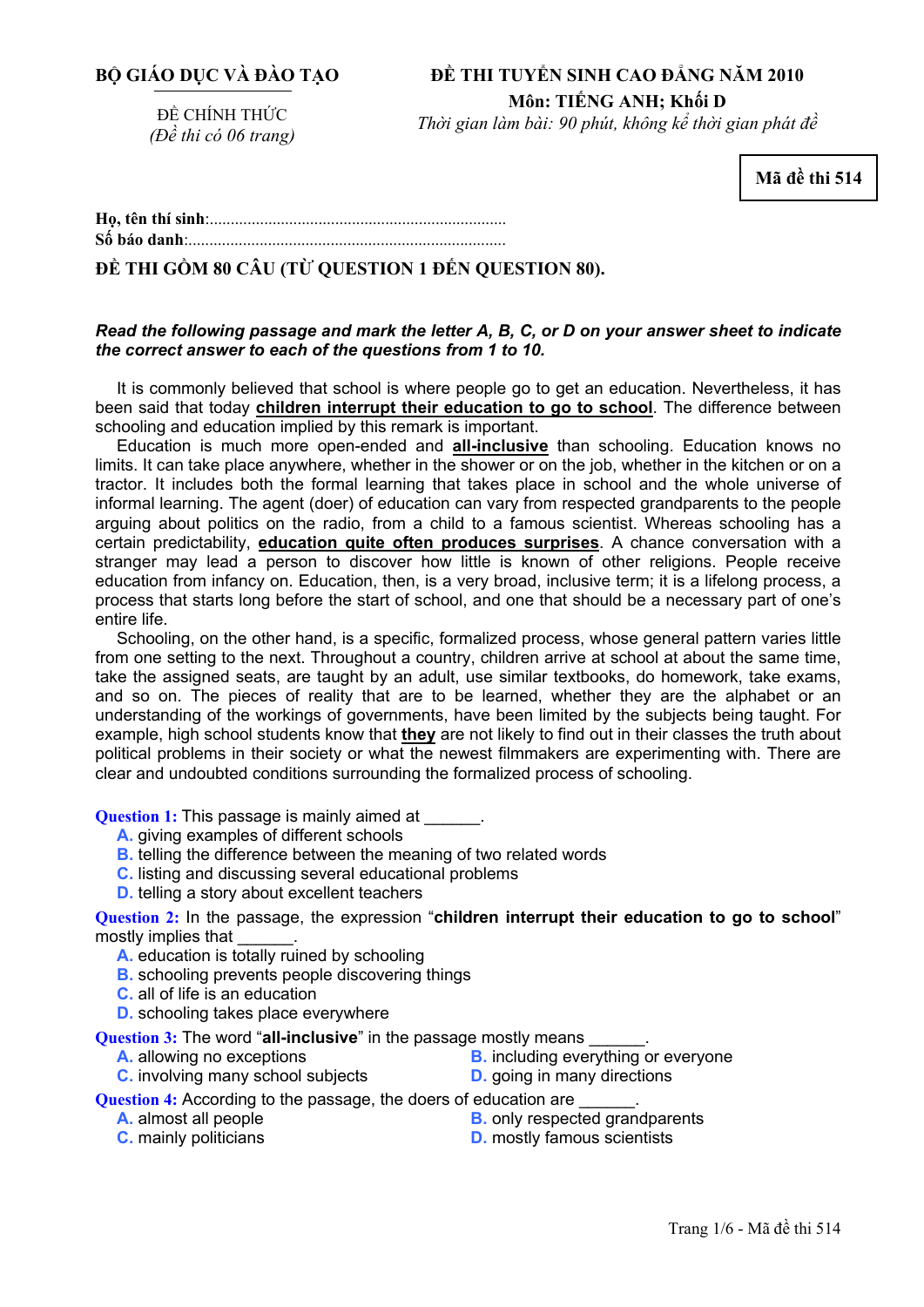**BỘ GIÁO DỤC VÀ ĐÀO TẠO**

ĐỀ CHÍNH THỨC
*(Đề thi có 06 trang)*

**ĐỀ THI TUYỂN SINH CAO ĐẲNG NĂM 2010**
**Môn: TIẾNG ANH; Khối D**
*Thời gian làm bài: 90 phút, không kể thời gian phát đề*

**Mã đề thi 514**

**Họ, tên thí sinh**:......................................................................
**Số báo danh**:............................................................................

**ĐỀ THI GỒM 80 CÂU (TỪ QUESTION 1 ĐẾN QUESTION 80).**

***Read the following passage and mark the letter A, B, C, or D on your answer sheet to indicate the correct answer to each of the questions from 1 to 10.***

It is commonly believed that school is where people go to get an education. Nevertheless, it has been said that today **children interrupt their education to go to school**. The difference between schooling and education implied by this remark is important.

Education is much more open-ended and **all-inclusive** than schooling. Education knows no limits. It can take place anywhere, whether in the shower or on the job, whether in the kitchen or on a tractor. It includes both the formal learning that takes place in school and the whole universe of informal learning. The agent (doer) of education can vary from respected grandparents to the people arguing about politics on the radio, from a child to a famous scientist. Whereas schooling has a certain predictability, **education quite often produces surprises**. A chance conversation with a stranger may lead a person to discover how little is known of other religions. People receive education from infancy on. Education, then, is a very broad, inclusive term; it is a lifelong process, a process that starts long before the start of school, and one that should be a necessary part of one's entire life.

Schooling, on the other hand, is a specific, formalized process, whose general pattern varies little from one setting to the next. Throughout a country, children arrive at school at about the same time, take the assigned seats, are taught by an adult, use similar textbooks, do homework, take exams, and so on. The pieces of reality that are to be learned, whether they are the alphabet or an understanding of the workings of governments, have been limited by the subjects being taught. For example, high school students know that **they** are not likely to find out in their classes the truth about political problems in their society or what the newest filmmakers are experimenting with. There are clear and undoubted conditions surrounding the formalized process of schooling.

**Question 1:** This passage is mainly aimed at ______.
A. giving examples of different schools
B. telling the difference between the meaning of two related words
C. listing and discussing several educational problems
D. telling a story about excellent teachers

**Question 2:** In the passage, the expression "**children interrupt their education to go to school**" mostly implies that ______.
A. education is totally ruined by schooling
B. schooling prevents people discovering things
C. all of life is an education
D. schooling takes place everywhere

**Question 3:** The word "**all-inclusive**" in the passage mostly means ______.
A. allowing no exceptions
B. including everything or everyone
C. involving many school subjects
D. going in many directions

**Question 4:** According to the passage, the doers of education are ______.
A. almost all people
B. only respected grandparents
C. mainly politicians
D. mostly famous scientists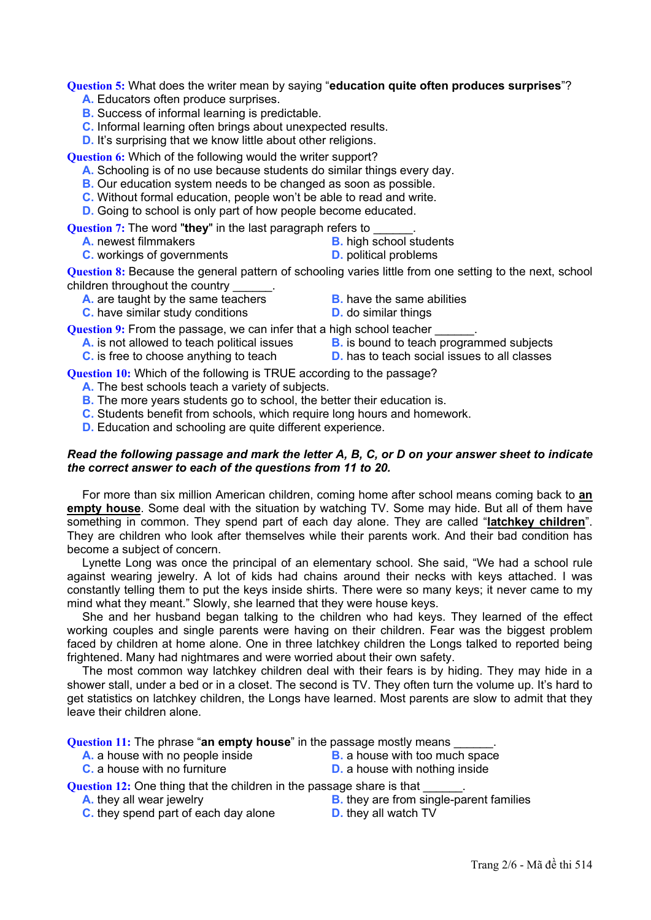**Question 5:** What does the writer mean by saying "**education quite often produces surprises**"?

A. Educators often produce surprises.
B. Success of informal learning is predictable.
C. Informal learning often brings about unexpected results.
D. It's surprising that we know little about other religions.

**Question 6:** Which of the following would the writer support?

A. Schooling is of no use because students do similar things every day.
B. Our education system needs to be changed as soon as possible.
C. Without formal education, people won't be able to read and write.
D. Going to school is only part of how people become educated.

**Question 7:** The word "**they**" in the last paragraph refers to ______.

A. newest filmmakers
B. high school students
C. workings of governments
D. political problems

**Question 8:** Because the general pattern of schooling varies little from one setting to the next, school children throughout the country ______.

A. are taught by the same teachers
B. have the same abilities
C. have similar study conditions
D. do similar things

**Question 9:** From the passage, we can infer that a high school teacher ______.

A. is not allowed to teach political issues
B. is bound to teach programmed subjects
C. is free to choose anything to teach
D. has to teach social issues to all classes

**Question 10:** Which of the following is TRUE according to the passage?

A. The best schools teach a variety of subjects.
B. The more years students go to school, the better their education is.
C. Students benefit from schools, which require long hours and homework.
D. Education and schooling are quite different experience.

***Read the following passage and mark the letter A, B, C, or D on your answer sheet to indicate the correct answer to each of the questions from 11 to 20.***

For more than six million American children, coming home after school means coming back to **an empty house**. Some deal with the situation by watching TV. Some may hide. But all of them have something in common. They spend part of each day alone. They are called "**latchkey children**". They are children who look after themselves while their parents work. And their bad condition has become a subject of concern.

Lynette Long was once the principal of an elementary school. She said, "We had a school rule against wearing jewelry. A lot of kids had chains around their necks with keys attached. I was constantly telling them to put the keys inside shirts. There were so many keys; it never came to my mind what they meant." Slowly, she learned that they were house keys.

She and her husband began talking to the children who had keys. They learned of the effect working couples and single parents were having on their children. Fear was the biggest problem faced by children at home alone. One in three latchkey children the Longs talked to reported being frightened. Many had nightmares and were worried about their own safety.

The most common way latchkey children deal with their fears is by hiding. They may hide in a shower stall, under a bed or in a closet. The second is TV. They often turn the volume up. It's hard to get statistics on latchkey children, the Longs have learned. Most parents are slow to admit that they leave their children alone.

**Question 11:** The phrase "**an empty house**" in the passage mostly means ______.

A. a house with no people inside
B. a house with too much space
C. a house with no furniture
D. a house with nothing inside

**Question 12:** One thing that the children in the passage share is that ______.

A. they all wear jewelry
B. they are from single-parent families
C. they spend part of each day alone
D. they all watch TV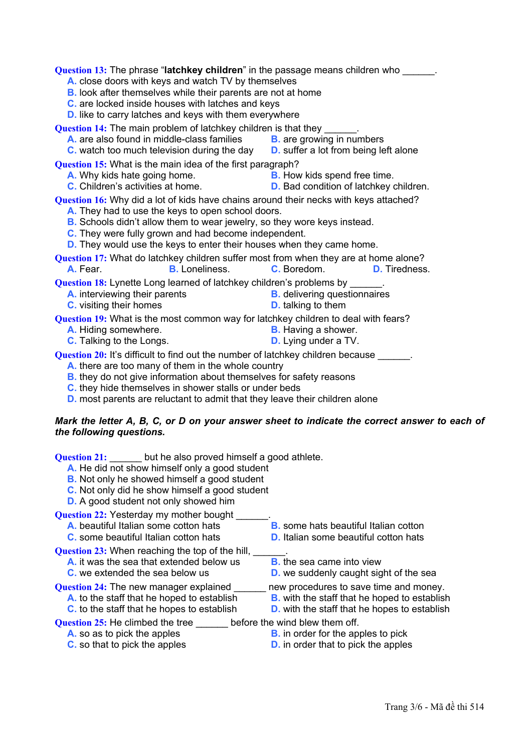**Question 13:** The phrase "**latchkey children**" in the passage means children who ______.

A. close doors with keys and watch TV by themselves
B. look after themselves while their parents are not at home
C. are locked inside houses with latches and keys
D. like to carry latches and keys with them everywhere

**Question 14:** The main problem of latchkey children is that they ______.

A. are also found in middle-class families
B. are growing in numbers
C. watch too much television during the day
D. suffer a lot from being left alone

**Question 15:** What is the main idea of the first paragraph?

A. Why kids hate going home.
B. How kids spend free time.
C. Children's activities at home.
D. Bad condition of latchkey children.

**Question 16:** Why did a lot of kids have chains around their necks with keys attached?

A. They had to use the keys to open school doors.
B. Schools didn't allow them to wear jewelry, so they wore keys instead.
C. They were fully grown and had become independent.
D. They would use the keys to enter their houses when they came home.

**Question 17:** What do latchkey children suffer most from when they are at home alone?

A. Fear.
B. Loneliness.
C. Boredom.
D. Tiredness.

**Question 18:** Lynette Long learned of latchkey children's problems by ______.

A. interviewing their parents
B. delivering questionnaires
C. visiting their homes
D. talking to them

**Question 19:** What is the most common way for latchkey children to deal with fears?

A. Hiding somewhere.
B. Having a shower.
C. Talking to the Longs.
D. Lying under a TV.

**Question 20:** It's difficult to find out the number of latchkey children because ______.

A. there are too many of them in the whole country
B. they do not give information about themselves for safety reasons
C. they hide themselves in shower stalls or under beds
D. most parents are reluctant to admit that they leave their children alone

***Mark the letter A, B, C, or D on your answer sheet to indicate the correct answer to each of the following questions.***

**Question 21:** ______ but he also proved himself a good athlete.

A. He did not show himself only a good student
B. Not only he showed himself a good student
C. Not only did he show himself a good student
D. A good student not only showed him

**Question 22:** Yesterday my mother bought ______.

A. beautiful Italian some cotton hats
B. some hats beautiful Italian cotton
C. some beautiful Italian cotton hats
D. Italian some beautiful cotton hats

**Question 23:** When reaching the top of the hill, ______.

A. it was the sea that extended below us
B. the sea came into view
C. we extended the sea below us
D. we suddenly caught sight of the sea

**Question 24:** The new manager explained ______ new procedures to save time and money.

A. to the staff that he hoped to establish
B. with the staff that he hoped to establish
C. to the staff that he hopes to establish
D. with the staff that he hopes to establish

**Question 25:** He climbed the tree ______ before the wind blew them off.

A. so as to pick the apples
B. in order for the apples to pick
C. so that to pick the apples
D. in order that to pick the apples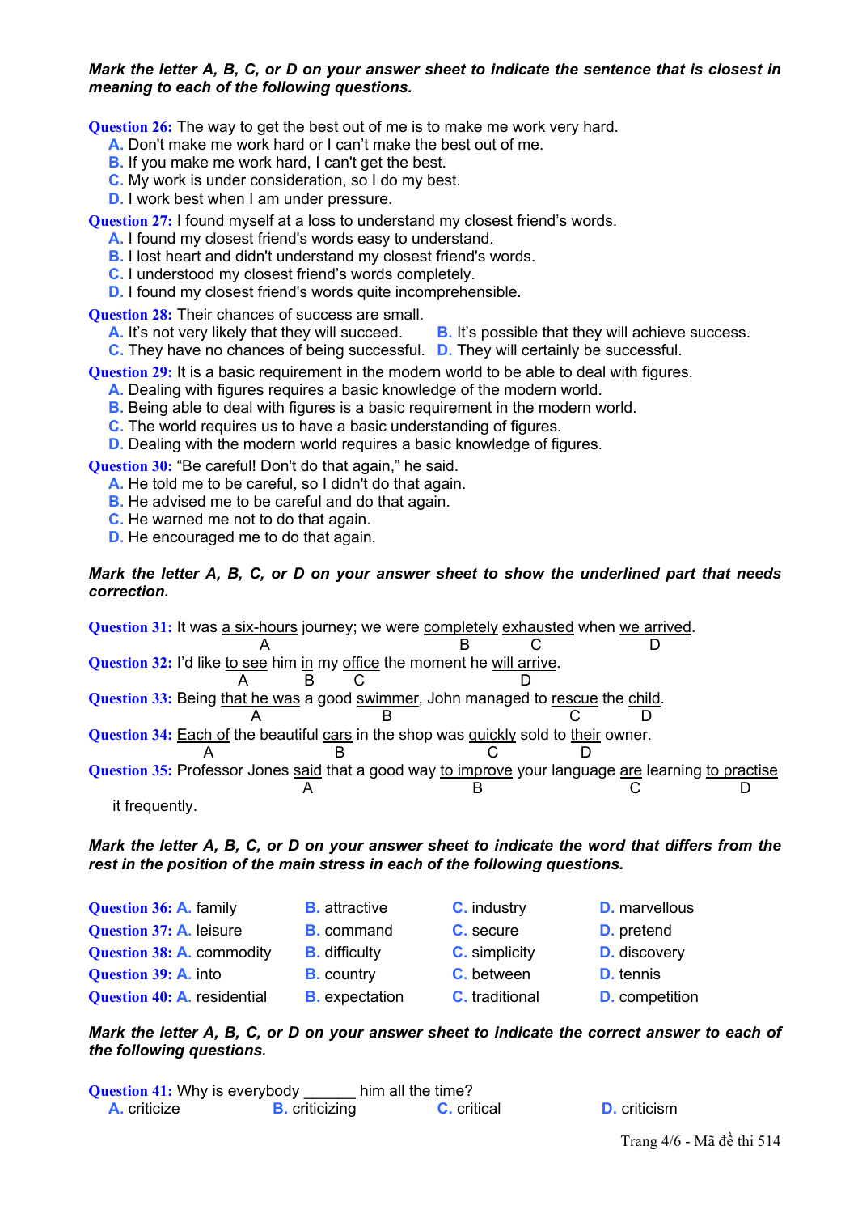***Mark the letter A, B, C, or D on your answer sheet to indicate the sentence that is closest in meaning to each of the following questions.***

**Question 26:** The way to get the best out of me is to make me work very hard.

A. Don't make me work hard or I can't make the best out of me.
B. If you make me work hard, I can't get the best.
C. My work is under consideration, so I do my best.
D. I work best when I am under pressure.

**Question 27:** I found myself at a loss to understand my closest friend's words.

A. I found my closest friend's words easy to understand.
B. I lost heart and didn't understand my closest friend's words.
C. I understood my closest friend's words completely.
D. I found my closest friend's words quite incomprehensible.

**Question 28:** Their chances of success are small.

A. It's not very likely that they will succeed.
B. It's possible that they will achieve success.
C. They have no chances of being successful.
D. They will certainly be successful.

**Question 29:** It is a basic requirement in the modern world to be able to deal with figures.

A. Dealing with figures requires a basic knowledge of the modern world.
B. Being able to deal with figures is a basic requirement in the modern world.
C. The world requires us to have a basic understanding of figures.
D. Dealing with the modern world requires a basic knowledge of figures.

**Question 30:** "Be careful! Don't do that again," he said.

A. He told me to be careful, so I didn't do that again.
B. He advised me to be careful and do that again.
C. He warned me not to do that again.
D. He encouraged me to do that again.

***Mark the letter A, B, C, or D on your answer sheet to show the underlined part that needs correction.***

**Question 31:** It was <u>a six-hours</u> (A) journey; we were <u>completely</u> (B) <u>exhausted</u> (C) when <u>we arrived</u> (D).

**Question 32:** I'd like <u>to see</u> (A) him <u>in</u> (B) my <u>office</u> (C) the moment he <u>will arrive</u> (D).

**Question 33:** Being <u>that he was</u> (A) a good <u>swimmer</u> (B), John managed to <u>rescue</u> (C) the <u>child</u> (D).

**Question 34:** <u>Each of</u> (A) the beautiful <u>cars</u> (B) in the shop was <u>quickly</u> (C) sold to <u>their</u> (D) owner.

**Question 35:** Professor Jones <u>said</u> (A) that a good way <u>to improve</u> (B) your language <u>are</u> (C) learning <u>to practise</u> (D) it frequently.

***Mark the letter A, B, C, or D on your answer sheet to indicate the word that differs from the rest in the position of the main stress in each of the following questions.***

**Question 36:** A. family B. attractive C. industry D. marvellous

**Question 37:** A. leisure B. command C. secure D. pretend

**Question 38:** A. commodity B. difficulty C. simplicity D. discovery

**Question 39:** A. into B. country C. between D. tennis

**Question 40:** A. residential B. expectation C. traditional D. competition

***Mark the letter A, B, C, or D on your answer sheet to indicate the correct answer to each of the following questions.***

**Question 41:** Why is everybody ______ him all the time?

A. criticize B. criticizing C. critical D. criticism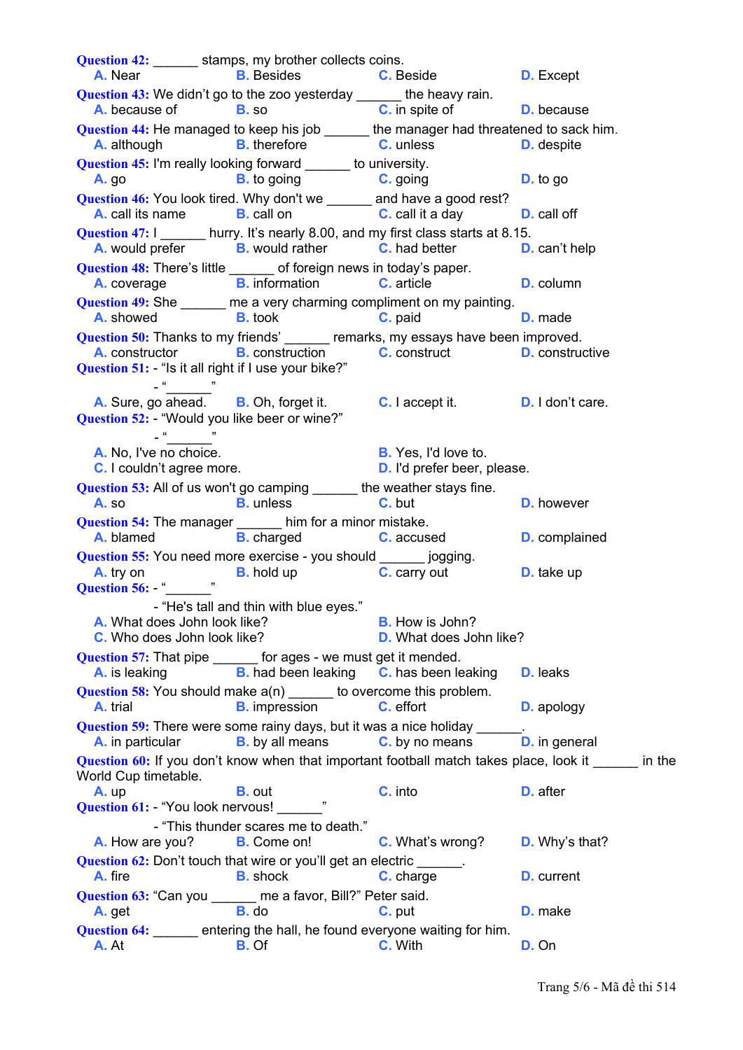**Question 42:** ______ stamps, my brother collects coins.
A. Near B. Besides C. Beside D. Except

**Question 43:** We didn't go to the zoo yesterday ______ the heavy rain.
A. because of B. so C. in spite of D. because

**Question 44:** He managed to keep his job ______ the manager had threatened to sack him.
A. although B. therefore C. unless D. despite

**Question 45:** I'm really looking forward ______ to university.
A. go B. to going C. going D. to go

**Question 46:** You look tired. Why don't we ______ and have a good rest?
A. call its name B. call on C. call it a day D. call off

**Question 47:** I ______ hurry. It's nearly 8.00, and my first class starts at 8.15.
A. would prefer B. would rather C. had better D. can't help

**Question 48:** There's little ______ of foreign news in today's paper.
A. coverage B. information C. article D. column

**Question 49:** She ______ me a very charming compliment on my painting.
A. showed B. took C. paid D. made

**Question 50:** Thanks to my friends' ______ remarks, my essays have been improved.
A. constructor B. construction C. construct D. constructive

**Question 51:** - "Is it all right if I use your bike?"
- "______"
A. Sure, go ahead. B. Oh, forget it. C. I accept it. D. I don't care.

**Question 52:** - "Would you like beer or wine?"
- "______"
A. No, I've no choice. B. Yes, I'd love to.
C. I couldn't agree more. D. I'd prefer beer, please.

**Question 53:** All of us won't go camping ______ the weather stays fine.
A. so B. unless C. but D. however

**Question 54:** The manager ______ him for a minor mistake.
A. blamed B. charged C. accused D. complained

**Question 55:** You need more exercise - you should ______ jogging.
A. try on B. hold up C. carry out D. take up

**Question 56:** - "______"
- "He's tall and thin with blue eyes."
A. What does John look like? B. How is John?
C. Who does John look like? D. What does John like?

**Question 57:** That pipe ______ for ages - we must get it mended.
A. is leaking B. had been leaking C. has been leaking D. leaks

**Question 58:** You should make a(n) ______ to overcome this problem.
A. trial B. impression C. effort D. apology

**Question 59:** There were some rainy days, but it was a nice holiday ______.
A. in particular B. by all means C. by no means D. in general

**Question 60:** If you don't know when that important football match takes place, look it ______ in the World Cup timetable.
A. up B. out C. into D. after

**Question 61:** - "You look nervous! ______"
- "This thunder scares me to death."
A. How are you? B. Come on! C. What's wrong? D. Why's that?

**Question 62:** Don't touch that wire or you'll get an electric ______.
A. fire B. shock C. charge D. current

**Question 63:** "Can you ______ me a favor, Bill?" Peter said.
A. get B. do C. put D. make

**Question 64:** ______ entering the hall, he found everyone waiting for him.
A. At B. Of C. With D. On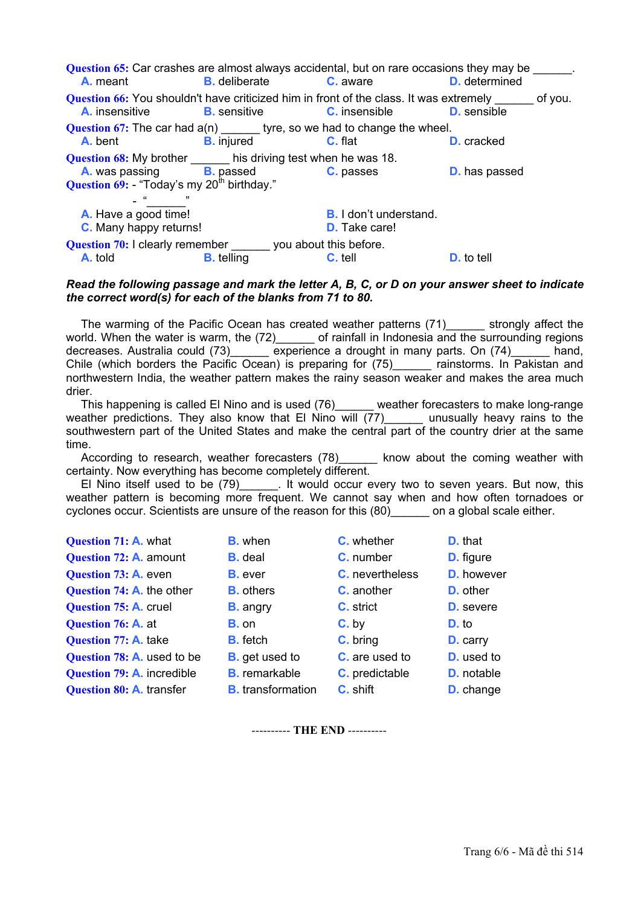**Question 65:** Car crashes are almost always accidental, but on rare occasions they may be ______.
A. meant B. deliberate C. aware D. determined

**Question 66:** You shouldn't have criticized him in front of the class. It was extremely ______ of you.
A. insensitive B. sensitive C. insensible D. sensible

**Question 67:** The car had a(n) ______ tyre, so we had to change the wheel.
A. bent B. injured C. flat D. cracked

**Question 68:** My brother ______ his driving test when he was 18.
A. was passing B. passed C. passes D. has passed

**Question 69:** - "Today's my 20th birthday."
- "______"
A. Have a good time!
B. I don't understand.
C. Many happy returns!
D. Take care!

**Question 70:** I clearly remember ______ you about this before.
A. told B. telling C. tell D. to tell

***Read the following passage and mark the letter A, B, C, or D on your answer sheet to indicate the correct word(s) for each of the blanks from 71 to 80.***

The warming of the Pacific Ocean has created weather patterns (71)______ strongly affect the world. When the water is warm, the (72)______ of rainfall in Indonesia and the surrounding regions decreases. Australia could (73)______ experience a drought in many parts. On (74)______ hand, Chile (which borders the Pacific Ocean) is preparing for (75)______ rainstorms. In Pakistan and northwestern India, the weather pattern makes the rainy season weaker and makes the area much drier.

This happening is called El Nino and is used (76)______ weather forecasters to make long-range weather predictions. They also know that El Nino will (77)______ unusually heavy rains to the southwestern part of the United States and make the central part of the country drier at the same time.

According to research, weather forecasters (78)______ know about the coming weather with certainty. Now everything has become completely different.

El Nino itself used to be (79)______. It would occur every two to seven years. But now, this weather pattern is becoming more frequent. We cannot say when and how often tornadoes or cyclones occur. Scientists are unsure of the reason for this (80)______ on a global scale either.

**Question 71:** A. what B. when C. whether D. that

**Question 72:** A. amount B. deal C. number D. figure

**Question 73:** A. even B. ever C. nevertheless D. however

**Question 74:** A. the other B. others C. another D. other

**Question 75:** A. cruel B. angry C. strict D. severe

**Question 76:** A. at B. on C. by D. to

**Question 77:** A. take B. fetch C. bring D. carry

**Question 78:** A. used to be B. get used to C. are used to D. used to

**Question 79:** A. incredible B. remarkable C. predictable D. notable

**Question 80:** A. transfer B. transformation C. shift D. change

---------- THE END ----------